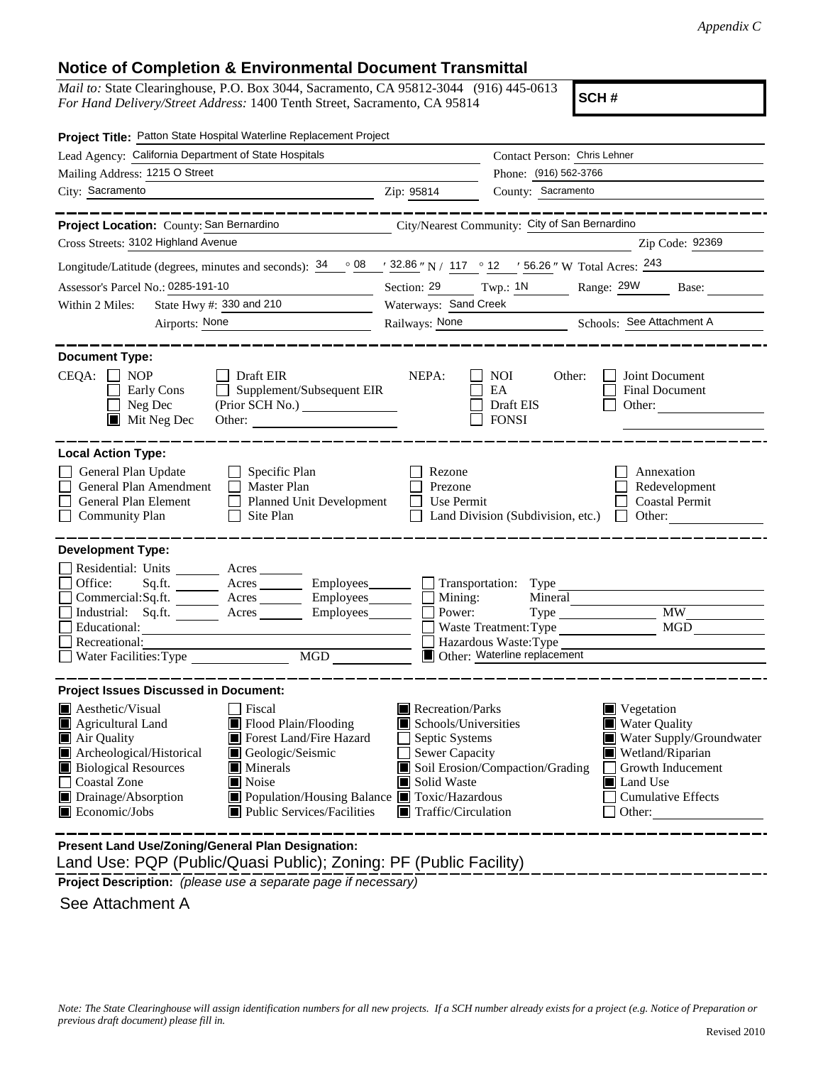*Appendix C*

## Notice of Completion & Environmental Document Transmittal

*Mail to:* State Clearinghouse, P.O. Box 3044, Sacramento, CA 95812-3044 (916) 445-0613
*For Hand Delivery/Street Address:* 1400 Tenth Street, Sacramento, CA 95814

**SCH #**

**Project Title:** Patton State Hospital Waterline Replacement Project

Lead Agency: California Department of State Hospitals
Contact Person: Chris Lehner
Mailing Address: 1215 O Street
Phone: (916) 562-3766
City: Sacramento
Zip: 95814
County: Sacramento

**Project Location:** County: San Bernardino
City/Nearest Community: City of San Bernardino
Cross Streets: 3102 Highland Avenue
Zip Code: 92369

Longitude/Latitude (degrees, minutes and seconds): 34 ° 08 ′ 32.86 ″ N / 117 ° 12 ′ 56.26 ″ W Total Acres: 243

Assessor's Parcel No.: 0285-191-10
Section: 29 Twp.: 1N Range: 29W Base:

Within 2 Miles: State Hwy #: 330 and 210
Waterways: Sand Creek
Airports: None
Railways: None
Schools: See Attachment A

**Document Type:**

CEQA: ☐ NOP ☐ Early Cons ☐ Neg Dec ☒ Mit Neg Dec ☐ Draft EIR ☐ Supplement/Subsequent EIR (Prior SCH No.) ______ Other: ______

NEPA: ☐ NOI ☐ EA ☐ Draft EIS ☐ FONSI

Other: ☐ Joint Document ☐ Final Document ☐ Other: ______

**Local Action Type:**

☐ General Plan Update ☐ General Plan Amendment ☐ General Plan Element ☐ Community Plan ☐ Specific Plan ☐ Master Plan ☐ Planned Unit Development ☐ Site Plan ☐ Rezone ☐ Prezone ☐ Use Permit ☐ Land Division (Subdivision, etc.) ☐ Annexation ☐ Redevelopment ☐ Coastal Permit ☐ Other: ______

**Development Type:**

☐ Residential: Units ______ Acres ______
☐ Office: Sq.ft. ______ Acres ______ Employees ______
☐ Commercial: Sq.ft. ______ Acres ______ Employees ______
☐ Industrial: Sq.ft. ______ Acres ______ Employees ______
☐ Educational: ______
☐ Recreational: ______
☐ Water Facilities: Type ______ MGD ______
☐ Transportation: Type ______
☐ Mining: Mineral ______
☐ Power: Type ______ MW ______
☐ Waste Treatment: Type ______ MGD ______
☐ Hazardous Waste: Type ______
☒ Other: Waterline replacement

**Project Issues Discussed in Document:**

☒ Aesthetic/Visual
☒ Agricultural Land
☒ Air Quality
☒ Archeological/Historical
☒ Biological Resources
☐ Coastal Zone
☒ Drainage/Absorption
☒ Economic/Jobs
☐ Fiscal
☒ Flood Plain/Flooding
☒ Forest Land/Fire Hazard
☒ Geologic/Seismic
☒ Minerals
☒ Noise
☒ Population/Housing Balance
☒ Public Services/Facilities
☒ Recreation/Parks
☒ Schools/Universities
☐ Septic Systems
☐ Sewer Capacity
☒ Soil Erosion/Compaction/Grading
☒ Solid Waste
☒ Toxic/Hazardous
☒ Traffic/Circulation
☒ Vegetation
☒ Water Quality
☒ Water Supply/Groundwater
☒ Wetland/Riparian
☐ Growth Inducement
☒ Land Use
☐ Cumulative Effects
☐ Other: ______

**Present Land Use/Zoning/General Plan Designation:**

Land Use: PQP (Public/Quasi Public); Zoning: PF (Public Facility)

**Project Description:** *(please use a separate page if necessary)*

See Attachment A

*Note: The State Clearinghouse will assign identification numbers for all new projects. If a SCH number already exists for a project (e.g. Notice of Preparation or previous draft document) please fill in.*

Revised 2010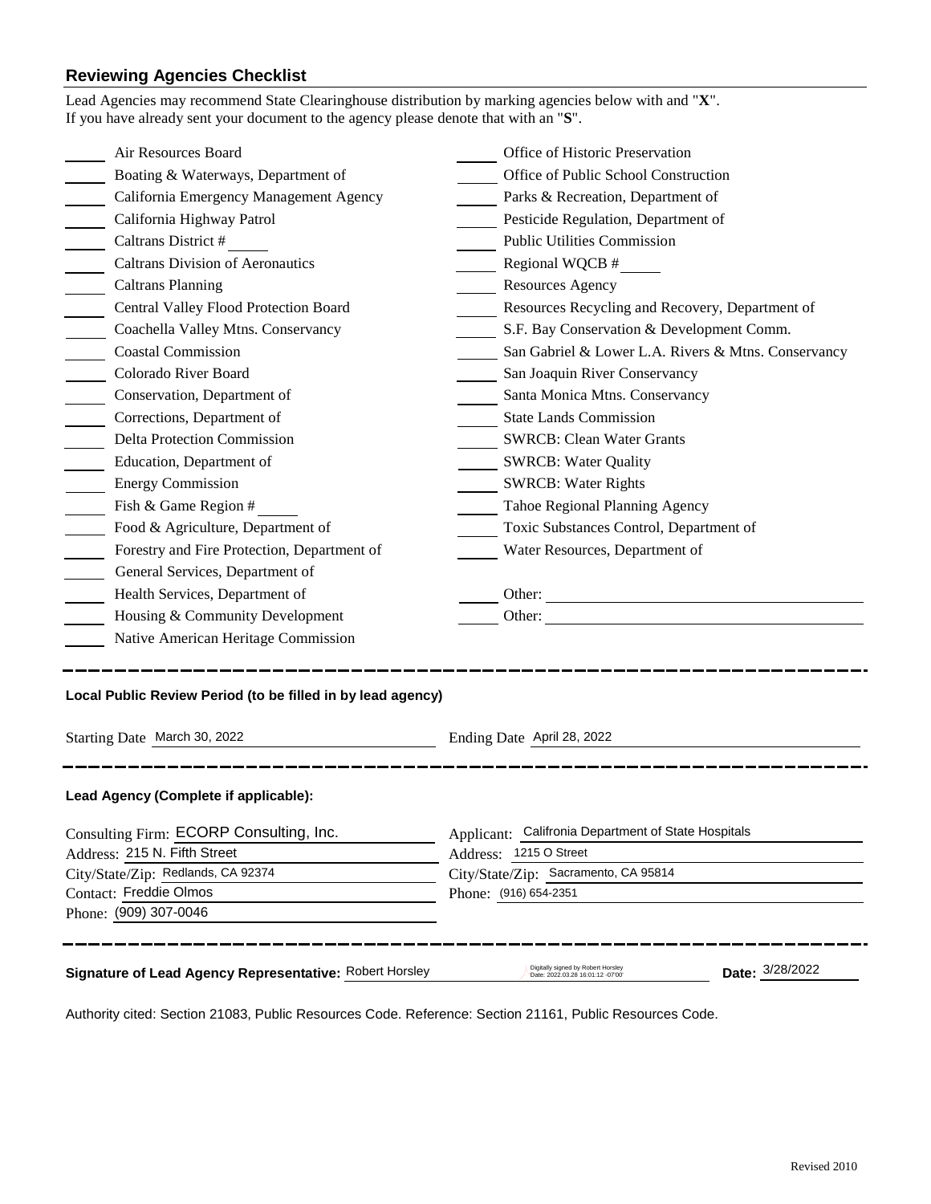## Reviewing Agencies Checklist

Lead Agencies may recommend State Clearinghouse distribution by marking agencies below with and "**X**".
If you have already sent your document to the agency please denote that with an "**S**".

| | |
|---|---|
| ____ Air Resources Board | ____ Office of Historic Preservation |
| ____ Boating & Waterways, Department of | ____ Office of Public School Construction |
| ____ California Emergency Management Agency | ____ Parks & Recreation, Department of |
| ____ California Highway Patrol | ____ Pesticide Regulation, Department of |
| ____ Caltrans District # ____ | ____ Public Utilities Commission |
| ____ Caltrans Division of Aeronautics | ____ Regional WQCB # ____ |
| ____ Caltrans Planning | ____ Resources Agency |
| ____ Central Valley Flood Protection Board | ____ Resources Recycling and Recovery, Department of |
| ____ Coachella Valley Mtns. Conservancy | ____ S.F. Bay Conservation & Development Comm. |
| ____ Coastal Commission | ____ San Gabriel & Lower L.A. Rivers & Mtns. Conservancy |
| ____ Colorado River Board | ____ San Joaquin River Conservancy |
| ____ Conservation, Department of | ____ Santa Monica Mtns. Conservancy |
| ____ Corrections, Department of | ____ State Lands Commission |
| ____ Delta Protection Commission | ____ SWRCB: Clean Water Grants |
| ____ Education, Department of | ____ SWRCB: Water Quality |
| ____ Energy Commission | ____ SWRCB: Water Rights |
| ____ Fish & Game Region # ____ | ____ Tahoe Regional Planning Agency |
| ____ Food & Agriculture, Department of | ____ Toxic Substances Control, Department of |
| ____ Forestry and Fire Protection, Department of | ____ Water Resources, Department of |
| ____ General Services, Department of | |
| ____ Health Services, Department of | ____ Other: ____ |
| ____ Housing & Community Development | ____ Other: ____ |
| ____ Native American Heritage Commission | |

**Local Public Review Period (to be filled in by lead agency)**

Starting Date March 30, 2022 Ending Date April 28, 2022

**Lead Agency (Complete if applicable):**

Consulting Firm: ECORP Consulting, Inc.
Address: 215 N. Fifth Street
City/State/Zip: Redlands, CA 92374
Contact: Freddie Olmos
Phone: (909) 307-0046

Applicant: Califronia Department of State Hospitals
Address: 1215 O Street
City/State/Zip: Sacramento, CA 95814
Phone: (916) 654-2351

**Signature of Lead Agency Representative:** Robert Horsley Digitally signed by Robert Horsley Date: 2022.03.28 16:01:12 -07'00' **Date:** 3/28/2022

Authority cited: Section 21083, Public Resources Code. Reference: Section 21161, Public Resources Code.

Revised 2010